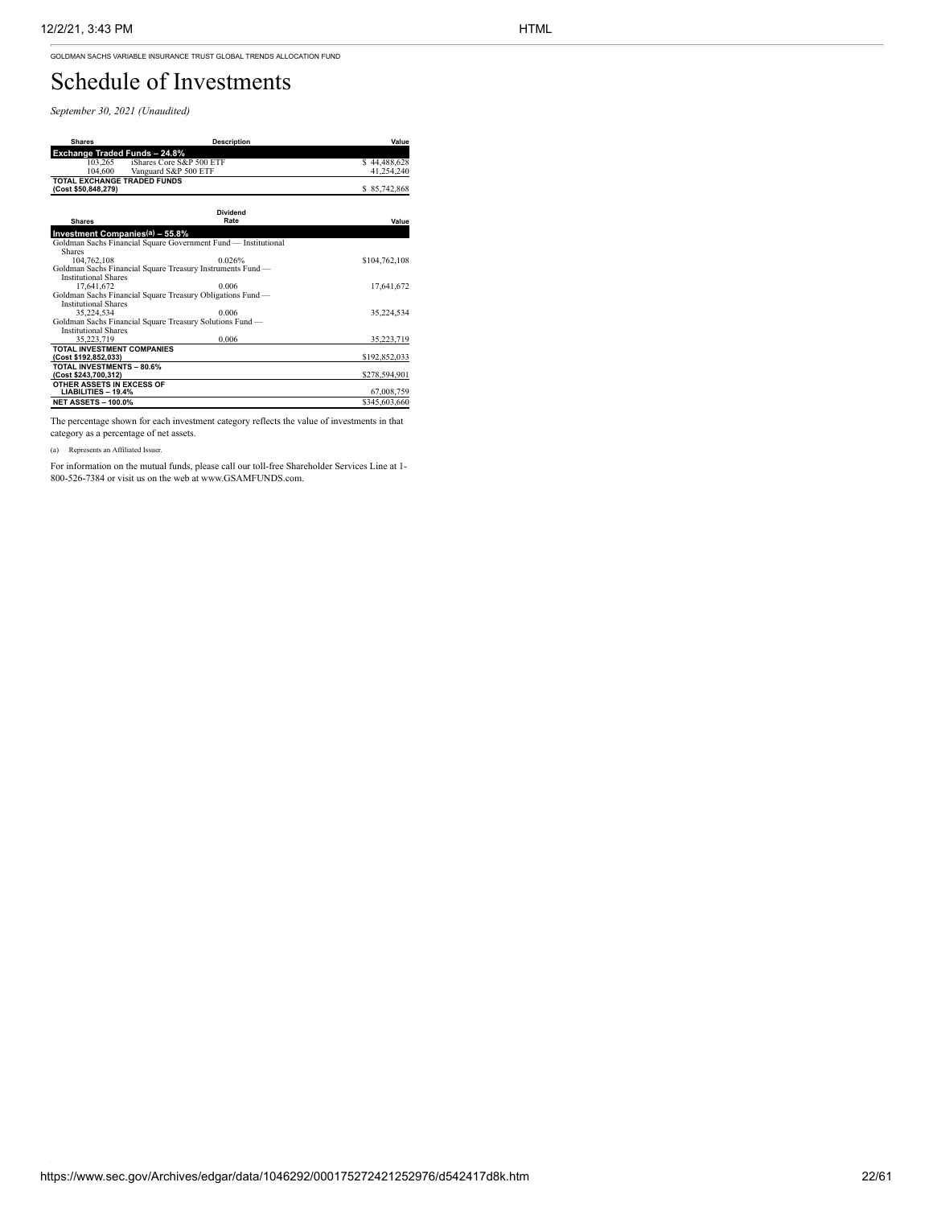GOLDMAN SACHS VARIABLE INSURANCE TRUST GLOBAL TRENDS ALLOCATION FUND

# Schedule of Investments

*September 30, 2021 (Unaudited)*

| Shares | Description | Value |
|---|---|---|
| **Exchange Traded Funds – 24.8%** | | |
| 103,265 | iShares Core S&P 500 ETF | $ 44,488,628 |
| 104,600 | Vanguard S&P 500 ETF | 41,254,240 |
| **TOTAL EXCHANGE TRADED FUNDS (Cost $50,848,279)** | | $ 85,742,868 |

| Shares | Dividend Rate | Value |
|---|---|---|
| **Investment Companies[(a)] – 55.8%** | | |
| Goldman Sachs Financial Square Government Fund — Institutional Shares | | |
| 104,762,108 | 0.026% | $104,762,108 |
| Goldman Sachs Financial Square Treasury Instruments Fund — Institutional Shares | | |
| 17,641,672 | 0.006 | 17,641,672 |
| Goldman Sachs Financial Square Treasury Obligations Fund — Institutional Shares | | |
| 35,224,534 | 0.006 | 35,224,534 |
| Goldman Sachs Financial Square Treasury Solutions Fund — Institutional Shares | | |
| 35,223,719 | 0.006 | 35,223,719 |
| **TOTAL INVESTMENT COMPANIES (Cost $192,852,033)** | | $192,852,033 |
| **TOTAL INVESTMENTS – 80.6% (Cost $243,700,312)** | | $278,594,901 |
| **OTHER ASSETS IN EXCESS OF LIABILITIES – 19.4%** | | 67,008,759 |
| **NET ASSETS – 100.0%** | | $345,603,660 |

The percentage shown for each investment category reflects the value of investments in that category as a percentage of net assets.

(a) Represents an Affiliated Issuer.

For information on the mutual funds, please call our toll-free Shareholder Services Line at 1-800-526-7384 or visit us on the web at www.GSAMFUNDS.com.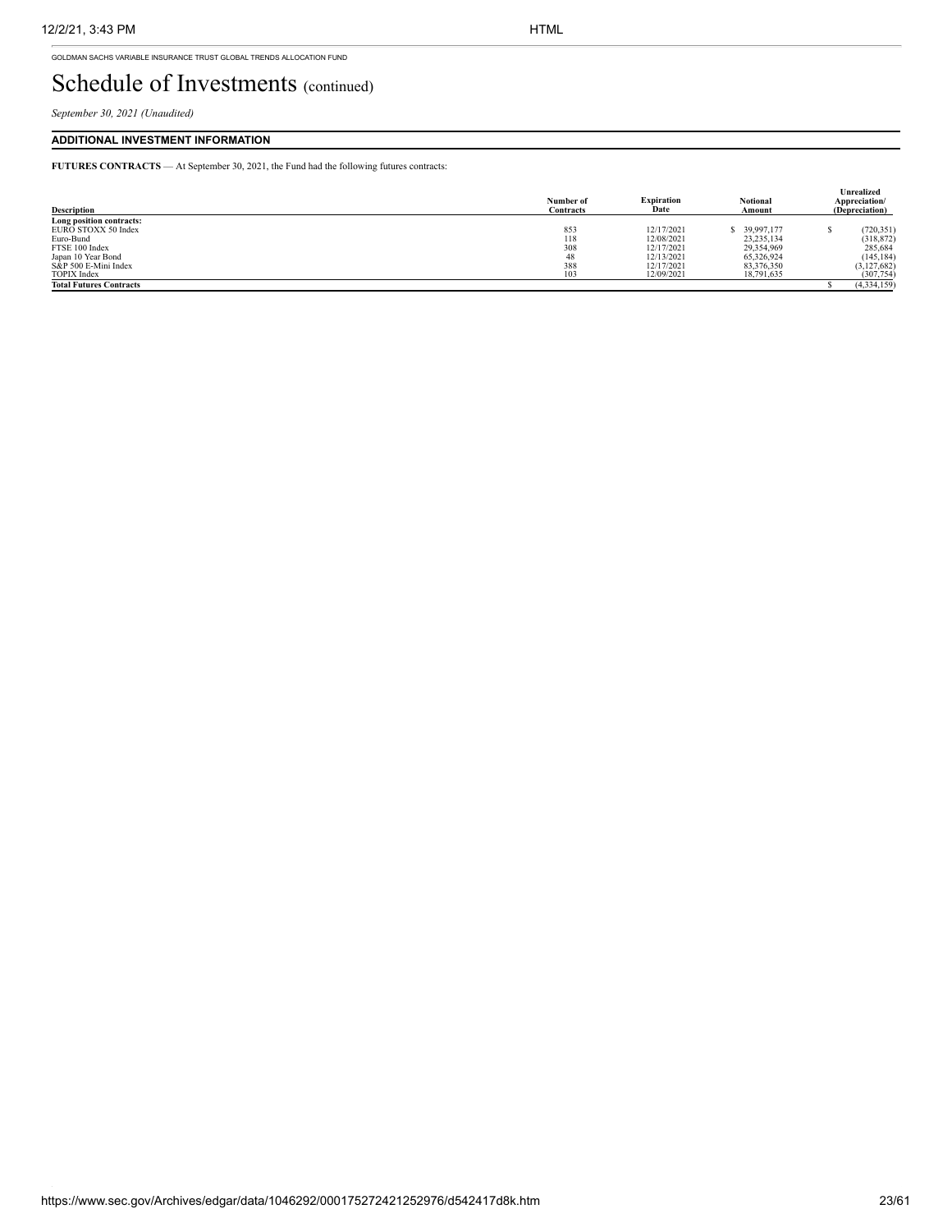GOLDMAN SACHS VARIABLE INSURANCE TRUST GLOBAL TRENDS ALLOCATION FUND

# Schedule of Investments (continued)

*September 30, 2021 (Unaudited)*

## ADDITIONAL INVESTMENT INFORMATION

**FUTURES CONTRACTS** — At September 30, 2021, the Fund had the following futures contracts:

| Description | Number of Contracts | Expiration Date | Notional Amount | Unrealized Appreciation/ (Depreciation) |
|---|---|---|---|---|
| **Long position contracts:** | | | | |
| EURO STOXX 50 Index | 853 | 12/17/2021 | $ 39,997,177 | $ (720,351) |
| Euro-Bund | 118 | 12/08/2021 | 23,235,134 | (318,872) |
| FTSE 100 Index | 308 | 12/17/2021 | 29,354,969 | 285,684 |
| Japan 10 Year Bond | 48 | 12/13/2021 | 65,326,924 | (145,184) |
| S&P 500 E-Mini Index | 388 | 12/17/2021 | 83,376,350 | (3,127,682) |
| TOPIX Index | 103 | 12/09/2021 | 18,791,635 | (307,754) |
| **Total Futures Contracts** | | | | $ (4,334,159) |